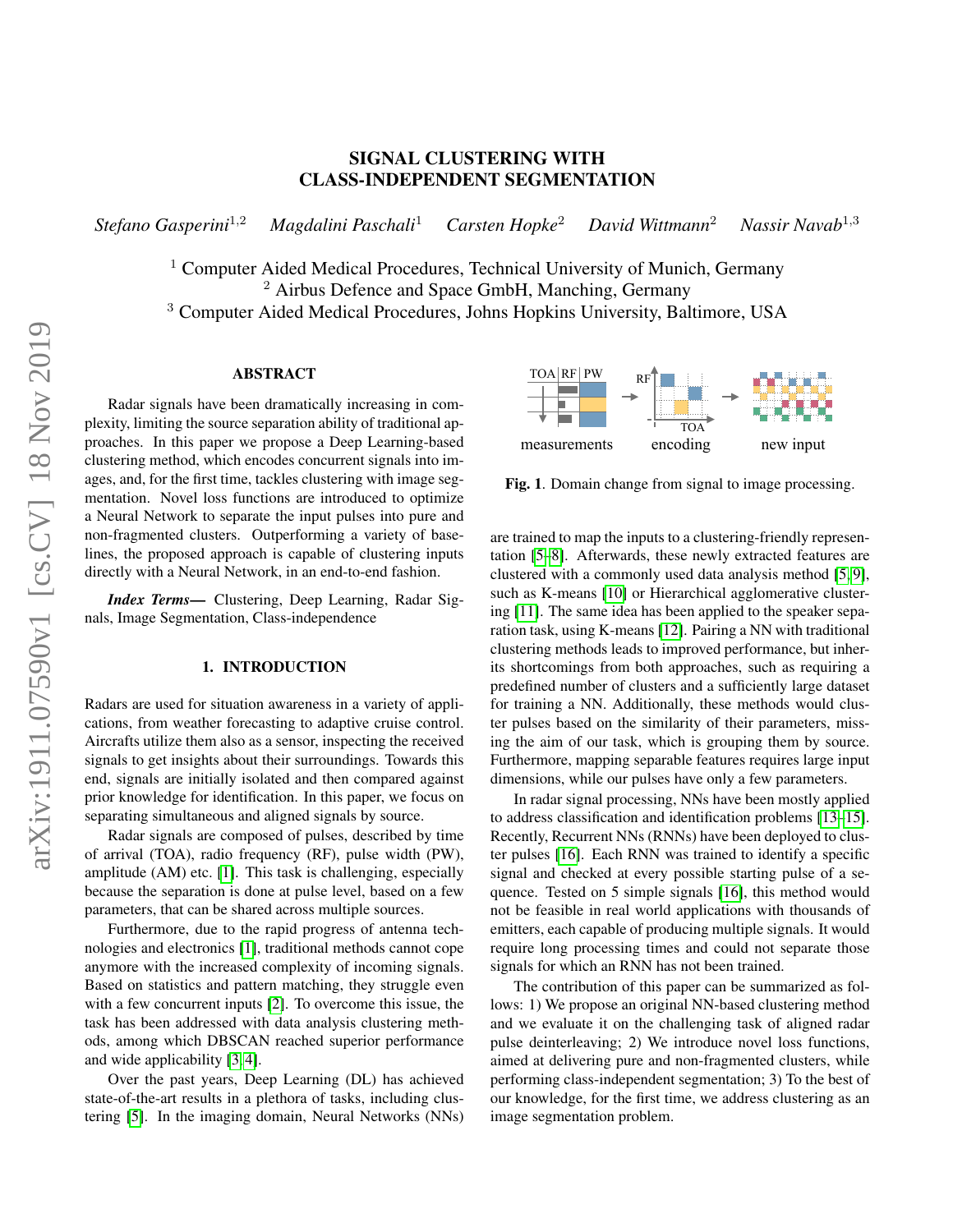# SIGNAL CLUSTERING WITH CLASS-INDEPENDENT SEGMENTATION

*Stefano Gasperini*[1,2] *Magdalini Paschali*[1] *Carsten Hopke*[2] *David Wittmann*[2] *Nassir Navab*[1,3]

[1] Computer Aided Medical Procedures, Technical University of Munich, Germany
[2] Airbus Defence and Space GmbH, Manching, Germany
[3] Computer Aided Medical Procedures, Johns Hopkins University, Baltimore, USA

## ABSTRACT

Radar signals have been dramatically increasing in complexity, limiting the source separation ability of traditional approaches. In this paper we propose a Deep Learning-based clustering method, which encodes concurrent signals into images, and, for the first time, tackles clustering with image segmentation. Novel loss functions are introduced to optimize a Neural Network to separate the input pulses into pure and non-fragmented clusters. Outperforming a variety of baselines, the proposed approach is capable of clustering inputs directly with a Neural Network, in an end-to-end fashion.

***Index Terms*—** Clustering, Deep Learning, Radar Signals, Image Segmentation, Class-independence

## 1. INTRODUCTION

Radars are used for situation awareness in a variety of applications, from weather forecasting to adaptive cruise control. Aircrafts utilize them also as a sensor, inspecting the received signals to get insights about their surroundings. Towards this end, signals are initially isolated and then compared against prior knowledge for identification. In this paper, we focus on separating simultaneous and aligned signals by source.

Radar signals are composed of pulses, described by time of arrival (TOA), radio frequency (RF), pulse width (PW), amplitude (AM) etc. [1]. This task is challenging, especially because the separation is done at pulse level, based on a few parameters, that can be shared across multiple sources.

Furthermore, due to the rapid progress of antenna technologies and electronics [1], traditional methods cannot cope anymore with the increased complexity of incoming signals. Based on statistics and pattern matching, they struggle even with a few concurrent inputs [2]. To overcome this issue, the task has been addressed with data analysis clustering methods, among which DBSCAN reached superior performance and wide applicability [3, 4].

Over the past years, Deep Learning (DL) has achieved state-of-the-art results in a plethora of tasks, including clustering [5]. In the imaging domain, Neural Networks (NNs) are trained to map the inputs to a clustering-friendly representation [5–8]. Afterwards, these newly extracted features are clustered with a commonly used data analysis method [5, 9], such as K-means [10] or Hierarchical agglomerative clustering [11]. The same idea has been applied to the speaker separation task, using K-means [12]. Pairing a NN with traditional clustering methods leads to improved performance, but inherits its shortcomings from both approaches, such as requiring a predefined number of clusters and a sufficiently large dataset for training a NN. Additionally, these methods would cluster pulses based on the similarity of their parameters, missing the aim of our task, which is grouping them by source. Furthermore, mapping separable features requires large input dimensions, while our pulses have only a few parameters.

Fig. 1. Domain change from signal to image processing.

In radar signal processing, NNs have been mostly applied to address classification and identification problems [13–15]. Recently, Recurrent NNs (RNNs) have been deployed to cluster pulses [16]. Each RNN was trained to identify a specific signal and checked at every possible starting pulse of a sequence. Tested on 5 simple signals [16], this method would not be feasible in real world applications with thousands of emitters, each capable of producing multiple signals. It would require long processing times and could not separate those signals for which an RNN has not been trained.

The contribution of this paper can be summarized as follows: 1) We propose an original NN-based clustering method and we evaluate it on the challenging task of aligned radar pulse deinterleaving; 2) We introduce novel loss functions, aimed at delivering pure and non-fragmented clusters, while performing class-independent segmentation; 3) To the best of our knowledge, for the first time, we address clustering as an image segmentation problem.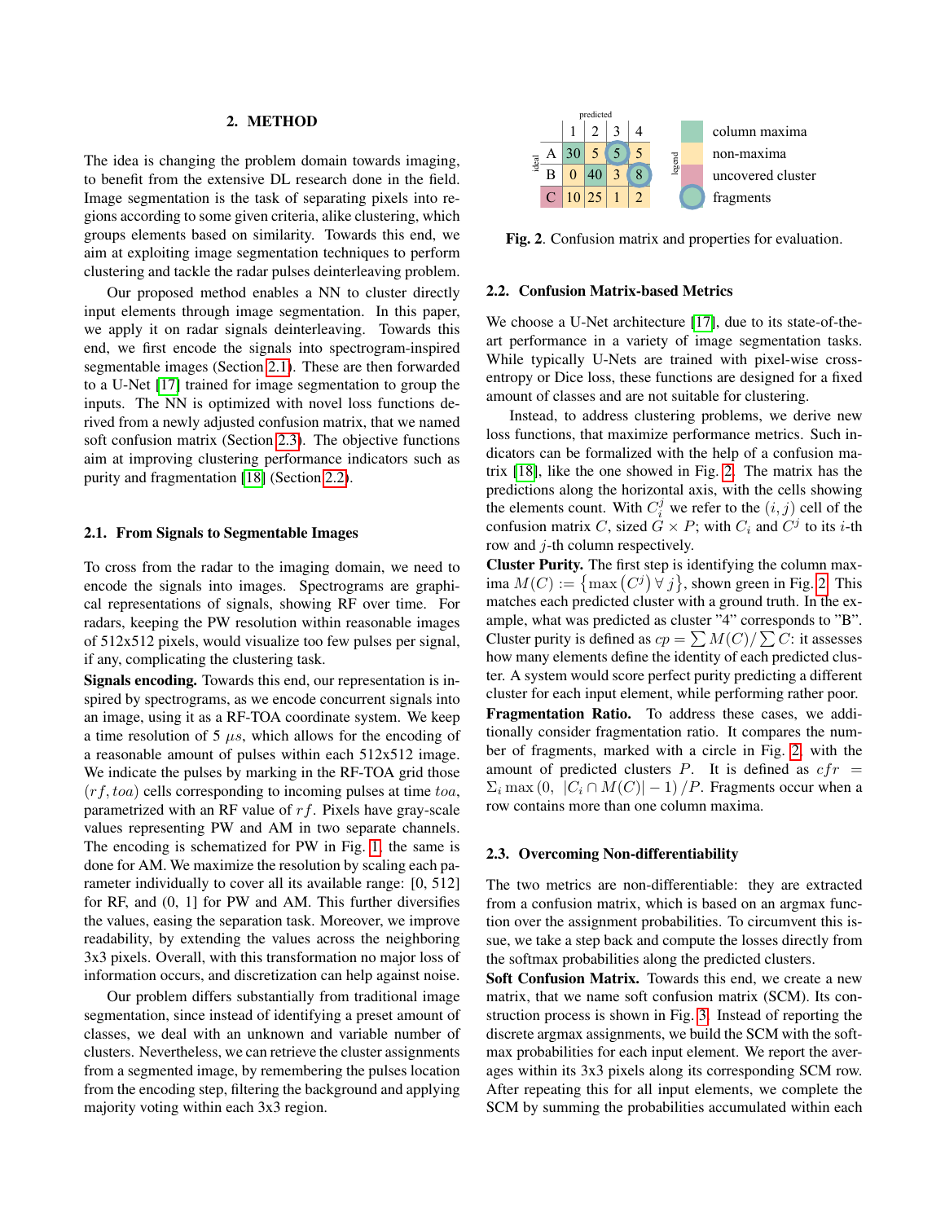## 2. METHOD

The idea is changing the problem domain towards imaging, to benefit from the extensive DL research done in the field. Image segmentation is the task of separating pixels into regions according to some given criteria, alike clustering, which groups elements based on similarity. Towards this end, we aim at exploiting image segmentation techniques to perform clustering and tackle the radar pulses deinterleaving problem.

Our proposed method enables a NN to cluster directly input elements through image segmentation. In this paper, we apply it on radar signals deinterleaving. Towards this end, we first encode the signals into spectrogram-inspired segmentable images (Section 2.1). These are then forwarded to a U-Net [17] trained for image segmentation to group the inputs. The NN is optimized with novel loss functions derived from a newly adjusted confusion matrix, that we named soft confusion matrix (Section 2.3). The objective functions aim at improving clustering performance indicators such as purity and fragmentation [18] (Section 2.2).

### 2.1. From Signals to Segmentable Images

To cross from the radar to the imaging domain, we need to encode the signals into images. Spectrograms are graphical representations of signals, showing RF over time. For radars, keeping the PW resolution within reasonable images of 512x512 pixels, would visualize too few pulses per signal, if any, complicating the clustering task.

**Signals encoding.** Towards this end, our representation is inspired by spectrograms, as we encode concurrent signals into an image, using it as a RF-TOA coordinate system. We keep a time resolution of 5 $\mu s$, which allows for the encoding of a reasonable amount of pulses within each 512x512 image. We indicate the pulses by marking in the RF-TOA grid those $(rf, toa)$ cells corresponding to incoming pulses at time $toa$, parametrized with an RF value of $rf$. Pixels have gray-scale values representing PW and AM in two separate channels. The encoding is schematized for PW in Fig. 1, the same is done for AM. We maximize the resolution by scaling each parameter individually to cover all its available range: [0, 512] for RF, and (0, 1] for PW and AM. This further diversifies the values, easing the separation task. Moreover, we improve readability, by extending the values across the neighboring 3x3 pixels. Overall, with this transformation no major loss of information occurs, and discretization can help against noise.

Our problem differs substantially from traditional image segmentation, since instead of identifying a preset amount of classes, we deal with an unknown and variable number of clusters. Nevertheless, we can retrieve the cluster assignments from a segmented image, by remembering the pulses location from the encoding step, filtering the background and applying majority voting within each 3x3 region.

| ideal \ predicted | 1 | 2 | 3 | 4 |
|---|---|---|---|---|
| A | 30 | 5 | 5 | 5 |
| B | 0 | 40 | 3 | 8 |
| C | 10 | 25 | 1 | 2 |

legend: column maxima; non-maxima; uncovered cluster; fragments

**Fig. 2.** Confusion matrix and properties for evaluation.

### 2.2. Confusion Matrix-based Metrics

We choose a U-Net architecture [17], due to its state-of-the-art performance in a variety of image segmentation tasks. While typically U-Nets are trained with pixel-wise cross-entropy or Dice loss, these functions are designed for a fixed amount of classes and are not suitable for clustering.

Instead, to address clustering problems, we derive new loss functions, that maximize performance metrics. Such indicators can be formalized with the help of a confusion matrix [18], like the one showed in Fig. 2. The matrix has the predictions along the horizontal axis, with the cells showing the elements count. With $C_i^j$ we refer to the $(i, j)$ cell of the confusion matrix $C$, sized $G \times P$; with $C_i$ and $C^j$ to its $i$-th row and $j$-th column respectively.

**Cluster Purity.** The first step is identifying the column maxima $M(C) := \{\max(C^j) \, \forall \, j\}$, shown green in Fig. 2. This matches each predicted cluster with a ground truth. In the example, what was predicted as cluster "4" corresponds to "B". Cluster purity is defined as $cp = \sum M(C) / \sum C$: it assesses how many elements define the identity of each predicted cluster. A system would score perfect purity predicting a different cluster for each input element, while performing rather poor.

**Fragmentation Ratio.** To address these cases, we additionally consider fragmentation ratio. It compares the number of fragments, marked with a circle in Fig. 2, with the amount of predicted clusters $P$. It is defined as $cfr = \Sigma_i \max(0, \; |C_i \cap M(C)| - 1) / P$. Fragments occur when a row contains more than one column maxima.

### 2.3. Overcoming Non-differentiability

The two metrics are non-differentiable: they are extracted from a confusion matrix, which is based on an argmax function over the assignment probabilities. To circumvent this issue, we take a step back and compute the losses directly from the softmax probabilities along the predicted clusters.

**Soft Confusion Matrix.** Towards this end, we create a new matrix, that we name soft confusion matrix (SCM). Its construction process is shown in Fig. 3. Instead of reporting the discrete argmax assignments, we build the SCM with the softmax probabilities for each input element. We report the averages within its 3x3 pixels along its corresponding SCM row. After repeating this for all input elements, we complete the SCM by summing the probabilities accumulated within each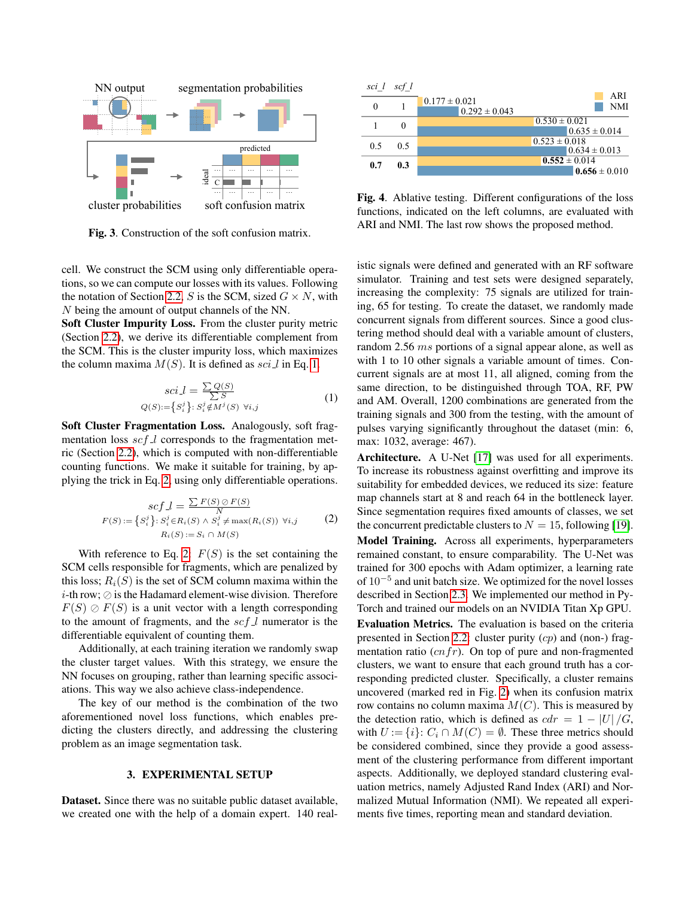Fig. 3. Construction of the soft confusion matrix.

| $sci\_l$ | $scf\_l$ | ARI | NMI |
|---|---|---|---|
| 0 | 1 | 0.177 ± 0.021 | 0.292 ± 0.043 |
| 1 | 0 | 0.530 ± 0.021 | 0.635 ± 0.014 |
| 0.5 | 0.5 | 0.523 ± 0.018 | 0.634 ± 0.013 |
| **0.7** | **0.3** | **0.552** ± 0.014 | **0.656** ± 0.010 |

**Fig. 4**. Ablative testing. Different configurations of the loss functions, indicated on the left columns, are evaluated with ARI and NMI. The last row shows the proposed method.

cell. We construct the SCM using only differentiable operations, so we can compute our losses with its values. Following the notation of Section 2.2, $S$ is the SCM, sized $G \times N$, with $N$ being the amount of output channels of the NN.

**Soft Cluster Impurity Loss.** From the cluster purity metric (Section 2.2), we derive its differentiable complement from the SCM. This is the cluster impurity loss, which maximizes the column maxima $M(S)$. It is defined as $sci\_l$ in Eq. 1.

$$sci\_l = \frac{\sum Q(S)}{\sum S} \qquad Q(S) := \{S_i^j\} : S_i^j \notin M^j(S) \;\; \forall i,j \tag{1}$$

**Soft Cluster Fragmentation Loss.** Analogously, soft fragmentation loss $scf\_l$ corresponds to the fragmentation metric (Section 2.2), which is computed with non-differentiable counting functions. We make it suitable for training, by applying the trick in Eq. 2, using only differentiable operations.

$$scf\_l = \frac{\sum F(S) \oslash F(S)}{N} \qquad F(S) := \{S_i^j\} : S_i^j \in R_i(S) \wedge S_i^j \neq \max(R_i(S)) \;\; \forall i,j \qquad R_i(S) := S_i \cap M(S) \tag{2}$$

With reference to Eq. 2, $F(S)$ is the set containing the SCM cells responsible for fragments, which are penalized by this loss; $R_i(S)$ is the set of SCM column maxima within the $i$-th row; $\oslash$ is the Hadamard element-wise division. Therefore $F(S) \oslash F(S)$ is a unit vector with a length corresponding to the amount of fragments, and the $scf\_l$ numerator is the differentiable equivalent of counting them.

Additionally, at each training iteration we randomly swap the cluster target values. With this strategy, we ensure the NN focuses on grouping, rather than learning specific associations. This way we also achieve class-independence.

The key of our method is the combination of the two aforementioned novel loss functions, which enables predicting the clusters directly, and addressing the clustering problem as an image segmentation task.

## 3. EXPERIMENTAL SETUP

**Dataset.** Since there was no suitable public dataset available, we created one with the help of a domain expert. 140 realistic signals were defined and generated with an RF software simulator. Training and test sets were designed separately, increasing the complexity: 75 signals are utilized for training, 65 for testing. To create the dataset, we randomly made concurrent signals from different sources. Since a good clustering method should deal with a variable amount of clusters, random 2.56 $ms$ portions of a signal appear alone, as well as with 1 to 10 other signals a variable amount of times. Concurrent signals are at most 11, all aligned, coming from the same direction, to be distinguished through TOA, RF, PW and AM. Overall, 1200 combinations are generated from the training signals and 300 from the testing, with the amount of pulses varying significantly throughout the dataset (min: 6, max: 1032, average: 467).

**Architecture.** A U-Net [17] was used for all experiments. To increase its robustness against overfitting and improve its suitability for embedded devices, we reduced its size: feature map channels start at 8 and reach 64 in the bottleneck layer. Since segmentation requires fixed amounts of classes, we set the concurrent predictable clusters to $N = 15$, following [19].

**Model Training.** Across all experiments, hyperparameters remained constant, to ensure comparability. The U-Net was trained for 300 epochs with Adam optimizer, a learning rate of $10^{-5}$ and unit batch size. We optimized for the novel losses described in Section 2.3. We implemented our method in PyTorch and trained our models on an NVIDIA Titan Xp GPU.

**Evaluation Metrics.** The evaluation is based on the criteria presented in Section 2.2: cluster purity ($cp$) and (non-) fragmentation ratio ($cnfr$). On top of pure and non-fragmented clusters, we want to ensure that each ground truth has a corresponding predicted cluster. Specifically, a cluster remains uncovered (marked red in Fig. 2) when its confusion matrix row contains no column maxima $M(C)$. This is measured by the detection ratio, which is defined as $cdr = 1 - |U|/G$, with $U := \{i\}$: $C_i \cap M(C) = \emptyset$. These three metrics should be considered combined, since they provide a good assessment of the clustering performance from different important aspects. Additionally, we deployed standard clustering evaluation metrics, namely Adjusted Rand Index (ARI) and Normalized Mutual Information (NMI). We repeated all experiments five times, reporting mean and standard deviation.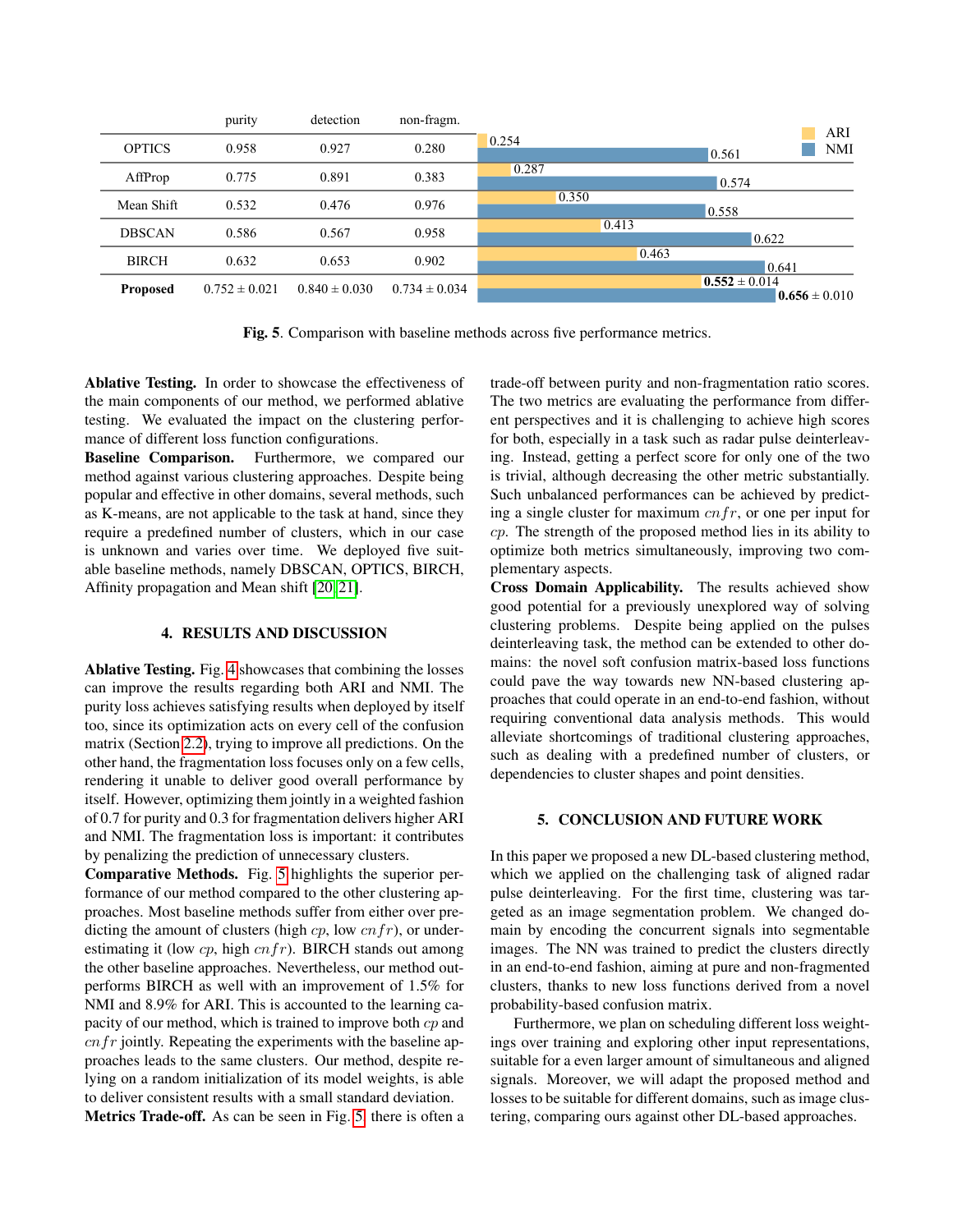|  | purity | detection | non-fragm. | ARI | NMI |
|---|---|---|---|---|---|
| OPTICS | 0.958 | 0.927 | 0.280 | 0.254 | 0.561 |
| AffProp | 0.775 | 0.891 | 0.383 | 0.287 | 0.574 |
| Mean Shift | 0.532 | 0.476 | 0.976 | 0.350 | 0.558 |
| DBSCAN | 0.586 | 0.567 | 0.958 | 0.413 | 0.622 |
| BIRCH | 0.632 | 0.653 | 0.902 | 0.463 | 0.641 |
| **Proposed** | 0.752 ± 0.021 | 0.840 ± 0.030 | 0.734 ± 0.034 | **0.552** ± 0.014 | **0.656** ± 0.010 |

**Fig. 5**. Comparison with baseline methods across five performance metrics.

**Ablative Testing.** In order to showcase the effectiveness of the main components of our method, we performed ablative testing. We evaluated the impact on the clustering performance of different loss function configurations.

**Baseline Comparison.** Furthermore, we compared our method against various clustering approaches. Despite being popular and effective in other domains, several methods, such as K-means, are not applicable to the task at hand, since they require a predefined number of clusters, which in our case is unknown and varies over time. We deployed five suitable baseline methods, namely DBSCAN, OPTICS, BIRCH, Affinity propagation and Mean shift [20, 21].

## 4. RESULTS AND DISCUSSION

**Ablative Testing.** Fig. 4 showcases that combining the losses can improve the results regarding both ARI and NMI. The purity loss achieves satisfying results when deployed by itself too, since its optimization acts on every cell of the confusion matrix (Section 2.2), trying to improve all predictions. On the other hand, the fragmentation loss focuses only on a few cells, rendering it unable to deliver good overall performance by itself. However, optimizing them jointly in a weighted fashion of 0.7 for purity and 0.3 for fragmentation delivers higher ARI and NMI. The fragmentation loss is important: it contributes by penalizing the prediction of unnecessary clusters.

**Comparative Methods.** Fig. 5 highlights the superior performance of our method compared to the other clustering approaches. Most baseline methods suffer from either over predicting the amount of clusters (high $cp$, low $cnfr$), or underestimating it (low $cp$, high $cnfr$). BIRCH stands out among the other baseline approaches. Nevertheless, our method outperforms BIRCH as well with an improvement of 1.5% for NMI and 8.9% for ARI. This is accounted to the learning capacity of our method, which is trained to improve both $cp$ and $cnfr$ jointly. Repeating the experiments with the baseline approaches leads to the same clusters. Our method, despite relying on a random initialization of its model weights, is able to deliver consistent results with a small standard deviation.

**Metrics Trade-off.** As can be seen in Fig. 5, there is often a trade-off between purity and non-fragmentation ratio scores. The two metrics are evaluating the performance from different perspectives and it is challenging to achieve high scores for both, especially in a task such as radar pulse deinterleaving. Instead, getting a perfect score for only one of the two is trivial, although decreasing the other metric substantially. Such unbalanced performances can be achieved by predicting a single cluster for maximum $cnfr$, or one per input for $cp$. The strength of the proposed method lies in its ability to optimize both metrics simultaneously, improving two complementary aspects.

**Cross Domain Applicability.** The results achieved show good potential for a previously unexplored way of solving clustering problems. Despite being applied on the pulses deinterleaving task, the method can be extended to other domains: the novel soft confusion matrix-based loss functions could pave the way towards new NN-based clustering approaches that could operate in an end-to-end fashion, without requiring conventional data analysis methods. This would alleviate shortcomings of traditional clustering approaches, such as dealing with a predefined number of clusters, or dependencies to cluster shapes and point densities.

## 5. CONCLUSION AND FUTURE WORK

In this paper we proposed a new DL-based clustering method, which we applied on the challenging task of aligned radar pulse deinterleaving. For the first time, clustering was targeted as an image segmentation problem. We changed domain by encoding the concurrent signals into segmentable images. The NN was trained to predict the clusters directly in an end-to-end fashion, aiming at pure and non-fragmented clusters, thanks to new loss functions derived from a novel probability-based confusion matrix.

Furthermore, we plan on scheduling different loss weightings over training and exploring other input representations, suitable for a even larger amount of simultaneous and aligned signals. Moreover, we will adapt the proposed method and losses to be suitable for different domains, such as image clustering, comparing ours against other DL-based approaches.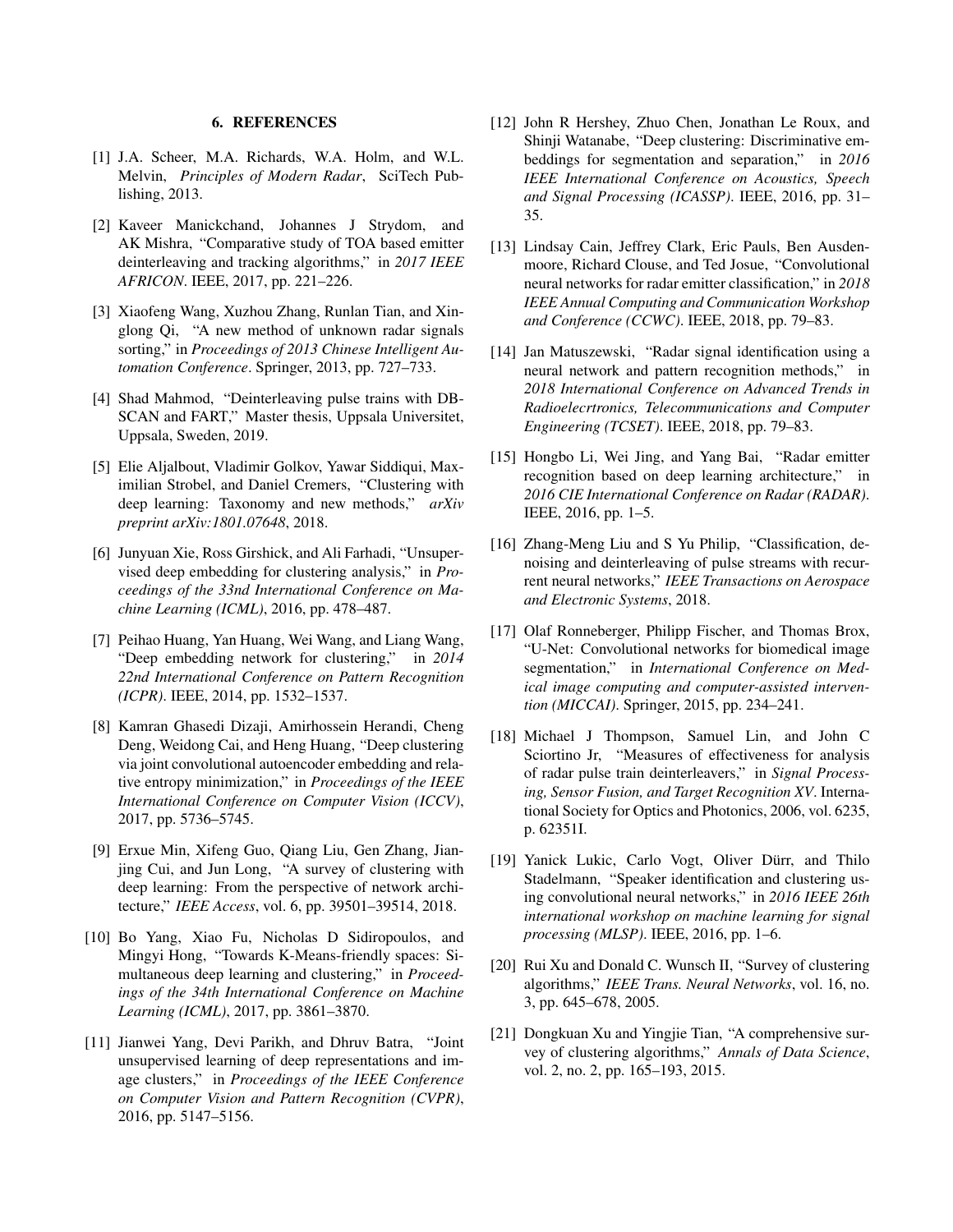## 6. REFERENCES

[1] J.A. Scheer, M.A. Richards, W.A. Holm, and W.L. Melvin, *Principles of Modern Radar*, SciTech Publishing, 2013.

[2] Kaveer Manickchand, Johannes J Strydom, and AK Mishra, "Comparative study of TOA based emitter deinterleaving and tracking algorithms," in *2017 IEEE AFRICON*. IEEE, 2017, pp. 221–226.

[3] Xiaofeng Wang, Xuzhou Zhang, Runlan Tian, and Xinglong Qi, "A new method of unknown radar signals sorting," in *Proceedings of 2013 Chinese Intelligent Automation Conference*. Springer, 2013, pp. 727–733.

[4] Shad Mahmod, "Deinterleaving pulse trains with DBSCAN and FART," Master thesis, Uppsala Universitet, Uppsala, Sweden, 2019.

[5] Elie Aljalbout, Vladimir Golkov, Yawar Siddiqui, Maximilian Strobel, and Daniel Cremers, "Clustering with deep learning: Taxonomy and new methods," *arXiv preprint arXiv:1801.07648*, 2018.

[6] Junyuan Xie, Ross Girshick, and Ali Farhadi, "Unsupervised deep embedding for clustering analysis," in *Proceedings of the 33nd International Conference on Machine Learning (ICML)*, 2016, pp. 478–487.

[7] Peihao Huang, Yan Huang, Wei Wang, and Liang Wang, "Deep embedding network for clustering," in *2014 22nd International Conference on Pattern Recognition (ICPR)*. IEEE, 2014, pp. 1532–1537.

[8] Kamran Ghasedi Dizaji, Amirhossein Herandi, Cheng Deng, Weidong Cai, and Heng Huang, "Deep clustering via joint convolutional autoencoder embedding and relative entropy minimization," in *Proceedings of the IEEE International Conference on Computer Vision (ICCV)*, 2017, pp. 5736–5745.

[9] Erxue Min, Xifeng Guo, Qiang Liu, Gen Zhang, Jianjing Cui, and Jun Long, "A survey of clustering with deep learning: From the perspective of network architecture," *IEEE Access*, vol. 6, pp. 39501–39514, 2018.

[10] Bo Yang, Xiao Fu, Nicholas D Sidiropoulos, and Mingyi Hong, "Towards K-Means-friendly spaces: Simultaneous deep learning and clustering," in *Proceedings of the 34th International Conference on Machine Learning (ICML)*, 2017, pp. 3861–3870.

[11] Jianwei Yang, Devi Parikh, and Dhruv Batra, "Joint unsupervised learning of deep representations and image clusters," in *Proceedings of the IEEE Conference on Computer Vision and Pattern Recognition (CVPR)*, 2016, pp. 5147–5156.

[12] John R Hershey, Zhuo Chen, Jonathan Le Roux, and Shinji Watanabe, "Deep clustering: Discriminative embeddings for segmentation and separation," in *2016 IEEE International Conference on Acoustics, Speech and Signal Processing (ICASSP)*. IEEE, 2016, pp. 31–35.

[13] Lindsay Cain, Jeffrey Clark, Eric Pauls, Ben Ausdenmoore, Richard Clouse, and Ted Josue, "Convolutional neural networks for radar emitter classification," in *2018 IEEE Annual Computing and Communication Workshop and Conference (CCWC)*. IEEE, 2018, pp. 79–83.

[14] Jan Matuszewski, "Radar signal identification using a neural network and pattern recognition methods," in *2018 International Conference on Advanced Trends in Radioelecrtronics, Telecommunications and Computer Engineering (TCSET)*. IEEE, 2018, pp. 79–83.

[15] Hongbo Li, Wei Jing, and Yang Bai, "Radar emitter recognition based on deep learning architecture," in *2016 CIE International Conference on Radar (RADAR)*. IEEE, 2016, pp. 1–5.

[16] Zhang-Meng Liu and S Yu Philip, "Classification, denoising and deinterleaving of pulse streams with recurrent neural networks," *IEEE Transactions on Aerospace and Electronic Systems*, 2018.

[17] Olaf Ronneberger, Philipp Fischer, and Thomas Brox, "U-Net: Convolutional networks for biomedical image segmentation," in *International Conference on Medical image computing and computer-assisted intervention (MICCAI)*. Springer, 2015, pp. 234–241.

[18] Michael J Thompson, Samuel Lin, and John C Sciortino Jr, "Measures of effectiveness for analysis of radar pulse train deinterleavers," in *Signal Processing, Sensor Fusion, and Target Recognition XV*. International Society for Optics and Photonics, 2006, vol. 6235, p. 62351I.

[19] Yanick Lukic, Carlo Vogt, Oliver Dürr, and Thilo Stadelmann, "Speaker identification and clustering using convolutional neural networks," in *2016 IEEE 26th international workshop on machine learning for signal processing (MLSP)*. IEEE, 2016, pp. 1–6.

[20] Rui Xu and Donald C. Wunsch II, "Survey of clustering algorithms," *IEEE Trans. Neural Networks*, vol. 16, no. 3, pp. 645–678, 2005.

[21] Dongkuan Xu and Yingjie Tian, "A comprehensive survey of clustering algorithms," *Annals of Data Science*, vol. 2, no. 2, pp. 165–193, 2015.